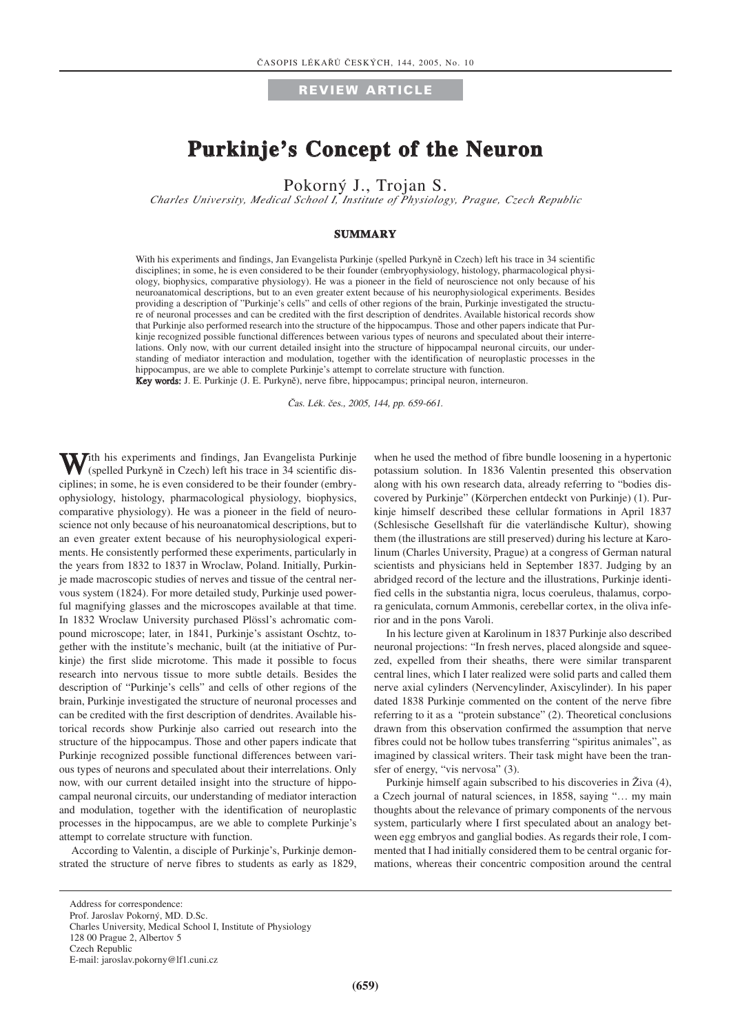REVIEW ARTICLE

# Purkinje's Concept of the Neuron

Pokorný J., Trojan S.

*Charles University, Medical School I, Institute of Physiology, Prague, Czech Republic*

## SUMMARY

With his experiments and findings, Jan Evangelista Purkinje (spelled Purkyně in Czech) left his trace in 34 scientific disciplines; in some, he is even considered to be their founder (embryophysiology, histology, pharmacological physiology, biophysics, comparative physiology). He was a pioneer in the field of neuroscience not only because of his neuroanatomical descriptions, but to an even greater extent because of his neurophysiological experiments. Besides providing a description of "Purkinje's cells" and cells of other regions of the brain, Purkinje investigated the structure of neuronal processes and can be credited with the first description of dendrites. Available historical records show that Purkinje also performed research into the structure of the hippocampus. Those and other papers indicate that Purkinje recognized possible functional differences between various types of neurons and speculated about their interrelations. Only now, with our current detailed insight into the structure of hippocampal neuronal circuits, our understanding of mediator interaction and modulation, together with the identification of neuroplastic processes in the hippocampus, are we able to complete Purkinje's attempt to correlate structure with function.

**Key words:** J. E. Purkinje (J. E. Purkyně), nerve fibre, hippocampus; principal neuron, interneuron.

*Čas. Lék. čes., 2005, 144, pp. 659-661.*

With his experiments and findings, Jan Evangelista Purkinje (spelled Purkyně in Czech) left his trace in 34 scientific disciplines; in some, he is even considered to be their founder (embryophysiology, histology, pharmacological physiology, biophysics, comparative physiology). He was a pioneer in the field of neuroscience not only because of his neuroanatomical descriptions, but to an even greater extent because of his neurophysiological experiments. He consistently performed these experiments, particularly in the years from 1832 to 1837 in Wroclaw, Poland. Initially, Purkinje made macroscopic studies of nerves and tissue of the central nervous system (1824). For more detailed study, Purkinje used powerful magnifying glasses and the microscopes available at that time. In 1832 Wroclaw University purchased Plössl's achromatic compound microscope; later, in 1841, Purkinje's assistant Oschtz, together with the institute's mechanic, built (at the initiative of Purkinje) the first slide microtome. This made it possible to focus research into nervous tissue to more subtle details. Besides the description of "Purkinje's cells" and cells of other regions of the brain, Purkinje investigated the structure of neuronal processes and can be credited with the first description of dendrites. Available historical records show Purkinje also carried out research into the structure of the hippocampus. Those and other papers indicate that Purkinje recognized possible functional differences between various types of neurons and speculated about their interrelations. Only now, with our current detailed insight into the structure of hippocampal neuronal circuits, our understanding of mediator interaction and modulation, together with the identification of neuroplastic processes in the hippocampus, are we able to complete Purkinje's attempt to correlate structure with function.

According to Valentin, a disciple of Purkinje's, Purkinje demonstrated the structure of nerve fibres to students as early as 1829, when he used the method of fibre bundle loosening in a hypertonic potassium solution. In 1836 Valentin presented this observation along with his own research data, already referring to "bodies discovered by Purkinje" (Körperchen entdeckt von Purkinje) (1). Purkinje himself described these cellular formations in April 1837 (Schlesische Gesellshaft für die vaterländische Kultur), showing them (the illustrations are still preserved) during his lecture at Karolinum (Charles University, Prague) at a congress of German natural scientists and physicians held in September 1837. Judging by an abridged record of the lecture and the illustrations, Purkinje identified cells in the substantia nigra, locus coeruleus, thalamus, corpora geniculata, cornum Ammonis, cerebellar cortex, in the oliva inferior and in the pons Varoli.

In his lecture given at Karolinum in 1837 Purkinje also described neuronal projections: "In fresh nerves, placed alongside and squeezed, expelled from their sheaths, there were similar transparent central lines, which I later realized were solid parts and called them nerve axial cylinders (Nervencylinder, Axiscylinder). In his paper dated 1838 Purkinje commented on the content of the nerve fibre referring to it as a "protein substance" (2). Theoretical conclusions drawn from this observation confirmed the assumption that nerve fibres could not be hollow tubes transferring "spiritus animales", as imagined by classical writers. Their task might have been the transfer of energy, "vis nervosa" (3).

Purkinje himself again subscribed to his discoveries in Živa (4), a Czech journal of natural sciences, in 1858, saying "… my main thoughts about the relevance of primary components of the nervous system, particularly where I first speculated about an analogy between egg embryos and ganglial bodies. As regards their role, I commented that I had initially considered them to be central organic formations, whereas their concentric composition around the central

Address for correspondence:
Prof. Jaroslav Pokorný, MD. D.Sc.
Charles University, Medical School I, Institute of Physiology
128 00 Prague 2, Albertov 5
Czech Republic
E-mail: jaroslav.pokorny@lf1.cuni.cz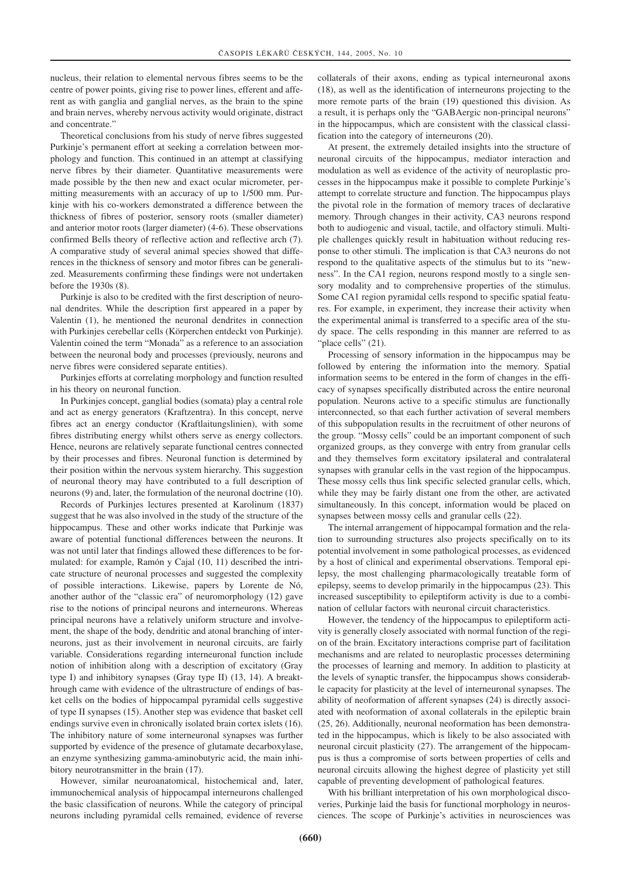nucleus, their relation to elemental nervous fibres seems to be the centre of power points, giving rise to power lines, efferent and afferent as with ganglia and ganglial nerves, as the brain to the spine and brain nerves, whereby nervous activity would originate, distract and concentrate."

Theoretical conclusions from his study of nerve fibres suggested Purkinje's permanent effort at seeking a correlation between morphology and function. This continued in an attempt at classifying nerve fibres by their diameter. Quantitative measurements were made possible by the then new and exact ocular micrometer, permitting measurements with an accuracy of up to 1/500 mm. Purkinje with his co-workers demonstrated a difference between the thickness of fibres of posterior, sensory roots (smaller diameter) and anterior motor roots (larger diameter) (4-6). These observations confirmed Bells theory of reflective action and reflective arch (7). A comparative study of several animal species showed that differences in the thickness of sensory and motor fibres can be generalized. Measurements confirming these findings were not undertaken before the 1930s (8).

Purkinje is also to be credited with the first description of neuronal dendrites. While the description first appeared in a paper by Valentin (1), he mentioned the neuronal dendrites in connection with Purkinjes cerebellar cells (Körperchen entdeckt von Purkinje). Valentin coined the term "Monada" as a reference to an association between the neuronal body and processes (previously, neurons and nerve fibres were considered separate entities).

Purkinjes efforts at correlating morphology and function resulted in his theory on neuronal function.

In Purkinjes concept, ganglial bodies (somata) play a central role and act as energy generators (Kraftzentra). In this concept, nerve fibres act an energy conductor (Kraftlaitungslinien), with some fibres distributing energy whilst others serve as energy collectors. Hence, neurons are relatively separate functional centres connected by their processes and fibres. Neuronal function is determined by their position within the nervous system hierarchy. This suggestion of neuronal theory may have contributed to a full description of neurons (9) and, later, the formulation of the neuronal doctrine (10).

Records of Purkinjes lectures presented at Karolinum (1837) suggest that he was also involved in the study of the structure of the hippocampus. These and other works indicate that Purkinje was aware of potential functional differences between the neurons. It was not until later that findings allowed these differences to be formulated: for example, Ramón y Cajal (10, 11) described the intricate structure of neuronal processes and suggested the complexity of possible interactions. Likewise, papers by Lorente de Nó, another author of the "classic era" of neuromorphology (12) gave rise to the notions of principal neurons and interneurons. Whereas principal neurons have a relatively uniform structure and involvement, the shape of the body, dendritic and atonal branching of interneurons, just as their involvement in neuronal circuits, are fairly variable. Considerations regarding interneuronal function include notion of inhibition along with a description of excitatory (Gray type I) and inhibitory synapses (Gray type II) (13, 14). A breakthrough came with evidence of the ultrastructure of endings of basket cells on the bodies of hippocampal pyramidal cells suggestive of type II synapses (15). Another step was evidence that basket cell endings survive even in chronically isolated brain cortex islets (16). The inhibitory nature of some interneuronal synapses was further supported by evidence of the presence of glutamate decarboxylase, an enzyme synthesizing gamma-aminobutyric acid, the main inhibitory neurotransmitter in the brain (17).

However, similar neuroanatomical, histochemical and, later, immunochemical analysis of hippocampal interneurons challenged the basic classification of neurons. While the category of principal neurons including pyramidal cells remained, evidence of reverse collaterals of their axons, ending as typical interneuronal axons (18), as well as the identification of interneurons projecting to the more remote parts of the brain (19) questioned this division. As a result, it is perhaps only the "GABAergic non-principal neurons" in the hippocampus, which are consistent with the classical classification into the category of interneurons (20).

At present, the extremely detailed insights into the structure of neuronal circuits of the hippocampus, mediator interaction and modulation as well as evidence of the activity of neuroplastic processes in the hippocampus make it possible to complete Purkinje's attempt to correlate structure and function. The hippocampus plays the pivotal role in the formation of memory traces of declarative memory. Through changes in their activity, CA3 neurons respond both to audiogenic and visual, tactile, and olfactory stimuli. Multiple challenges quickly result in habituation without reducing response to other stimuli. The implication is that CA3 neurons do not respond to the qualitative aspects of the stimulus but to its "newness". In the CA1 region, neurons respond mostly to a single sensory modality and to comprehensive properties of the stimulus. Some CA1 region pyramidal cells respond to specific spatial features. For example, in experiment, they increase their activity when the experimental animal is transferred to a specific area of the study space. The cells responding in this manner are referred to as "place cells" (21).

Processing of sensory information in the hippocampus may be followed by entering the information into the memory. Spatial information seems to be entered in the form of changes in the efficacy of synapses specifically distributed across the entire neuronal population. Neurons active to a specific stimulus are functionally interconnected, so that each further activation of several members of this subpopulation results in the recruitment of other neurons of the group. "Mossy cells" could be an important component of such organized groups, as they converge with entry from granular cells and they themselves form excitatory ipsilateral and contralateral synapses with granular cells in the vast region of the hippocampus. These mossy cells thus link specific selected granular cells, which, while they may be fairly distant one from the other, are activated simultaneously. In this concept, information would be placed on synapses between mossy cells and granular cells (22).

The internal arrangement of hippocampal formation and the relation to surrounding structures also projects specifically on to its potential involvement in some pathological processes, as evidenced by a host of clinical and experimental observations. Temporal epilepsy, the most challenging pharmacologically treatable form of epilepsy, seems to develop primarily in the hippocampus (23). This increased susceptibility to epileptiform activity is due to a combination of cellular factors with neuronal circuit characteristics.

However, the tendency of the hippocampus to epileptiform activity is generally closely associated with normal function of the region of the brain. Excitatory interactions comprise part of facilitation mechanisms and are related to neuroplastic processes determining the processes of learning and memory. In addition to plasticity at the levels of synaptic transfer, the hippocampus shows considerable capacity for plasticity at the level of interneuronal synapses. The ability of neoformation of afferent synapses (24) is directly associated with neoformation of axonal collaterals in the epileptic brain (25, 26). Additionally, neuronal neoformation has been demonstrated in the hippocampus, which is likely to be also associated with neuronal circuit plasticity (27). The arrangement of the hippocampus is thus a compromise of sorts between properties of cells and neuronal circuits allowing the highest degree of plasticity yet still capable of preventing development of pathological features.

With his brilliant interpretation of his own morphological discoveries, Purkinje laid the basis for functional morphology in neurosciences. The scope of Purkinje's activities in neurosciences was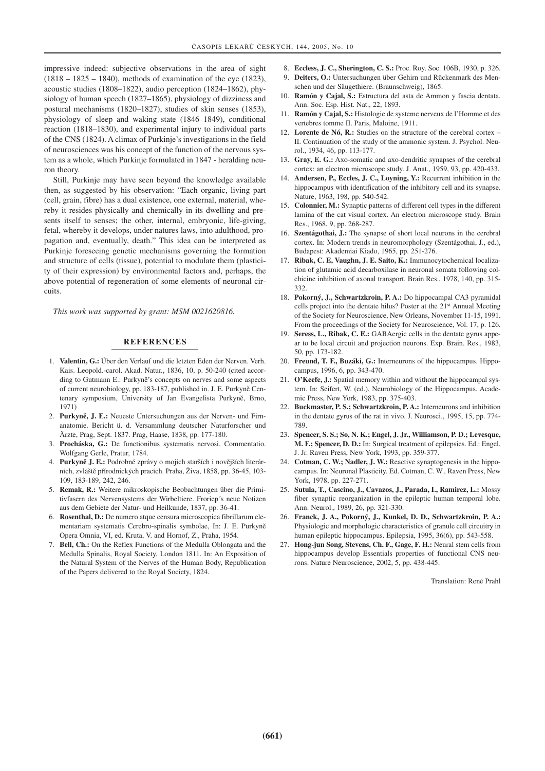impressive indeed: subjective observations in the area of sight (1818 – 1825 – 1840), methods of examination of the eye (1823), acoustic studies (1808–1822), audio perception (1824–1862), physiology of human speech (1827–1865), physiology of dizziness and postural mechanisms (1820–1827), studies of skin senses (1853), physiology of sleep and waking state (1846–1849), conditional reaction (1818–1830), and experimental injury to individual parts of the CNS (1824). A climax of Purkinje's investigations in the field of neurosciences was his concept of the function of the nervous system as a whole, which Purkinje formulated in 1847 - heralding neuron theory.

Still, Purkinje may have seen beyond the knowledge available then, as suggested by his observation: "Each organic, living part (cell, grain, fibre) has a dual existence, one external, material, whereby it resides physically and chemically in its dwelling and presents itself to senses; the other, internal, embryonic, life-giving, fetal, whereby it develops, under natures laws, into adulthood, propagation and, eventually, death." This idea can be interpreted as Purkinje foreseeing genetic mechanisms governing the formation and structure of cells (tissue), potential to modulate them (plasticity of their expression) by environmental factors and, perhaps, the above potential of regeneration of some elements of neuronal circuits.

*This work was supported by grant: MSM 0021620816.*

## REFERENCES

1. **Valentin, G.:** Über den Verlauf und die letzten Eden der Nerven. Verh. Kais. Leopold.-carol. Akad. Natur., 1836, 10, p. 50-240 (cited according to Gutmann E.: Purkyně's concepts on nerves and some aspects of current neurobiology, pp. 183-187, published in. J. E. Purkyně Centenary symposium, University of Jan Evangelista Purkyně, Brno, 1971)
2. **Purkyně, J. E.:** Neueste Untersuchungen aus der Nerven- und Firnanatomie. Bericht ü. d. Versammlung deutscher Naturforscher und Ärzte, Prag, Sept. 1837. Prag, Haase, 1838, pp. 177-180.
3. **Procháska, G.:** De functionibus systematis nervosi. Commentatio. Wolfgang Gerle, Pratur, 1784.
4. **Purkyně J. E.:** Podrobné zprávy o mojích starších i novějších literárních, zvláště přírodnických pracích. Praha, Živa, 1858, pp. 36-45, 103-109, 183-189, 242, 246.
5. **Remak, R.:** Weitere mikroskopische Beobachtungen über die Primitivfasern des Nervensystems der Wirbeltiere. Froriep´s neue Notizen aus dem Gebiete der Natur- und Heilkunde, 1837, pp. 36-41.
6. **Rosenthal, D.:** De numero atque censura microscopica fibrillarum elementariam systematis Cerebro-spinalis symbolae, In: J. E. Purkyně Opera Omnia, VI, ed. Kruta, V. and Hornof, Z., Praha, 1954.
7. **Bell, Ch.:** On the Reflex Functions of the Medulla Oblongata and the Medulla Spinalis, Royal Society, London 1811. In: An Exposition of the Natural System of the Nerves of the Human Body, Republication of the Papers delivered to the Royal Society, 1824.
8. **Eccless, J. C., Sherington, C. S.:** Proc. Roy. Soc. 106B, 1930, p. 326.
9. **Deiters, O.:** Untersuchungen über Gehirn und Rückenmark des Menschen und der Säugethiere. (Braunschweig), 1865.
10. **Ramón y Cajal, S.:** Estructura del asta de Ammon y fascia dentata. Ann. Soc. Esp. Hist. Nat., 22, 1893.
11. **Ramón y Cajal, S.:** Histologie de systeme nerveux de l'Homme et des vertebres tomme II. Paris, Maloine, 1911.
12. **Lorente de Nó, R.:** Studies on the structure of the cerebral cortex – II. Continuation of the study of the ammonic system. J. Psychol. Neurol., 1934, 46, pp. 113-177.
13. **Gray, E. G.:** Axo-somatic and axo-dendritic synapses of the cerebral cortex: an electron microscope study. J. Anat., 1959, 93, pp. 420-433.
14. **Andersen, P., Eccles, J. C., Loyning, Y.:** Recurrent inhibition in the hippocampus with identification of the inhibitory cell and its synapse. Nature, 1963, 198, pp. 540-542.
15. **Colonnier, M.:** Synaptic patterns of different cell types in the different lamina of the cat visual cortex. An electron microscope study. Brain Res., 1968, 9, pp. 268-287.
16. **Szentágothai, J.:** The synapse of short local neurons in the cerebral cortex. In: Modern trends in neuromorphology (Szentágothai, J., ed.), Budapest: Akademiai Kiado, 1965, pp. 251-276.
17. **Ribak, C. E, Vaughn, J. E. Saito, K.:** Immunocytochemical localization of glutamic acid decarboxilase in neuronal somata following colchicine inhibition of axonal transport. Brain Res., 1978, 140, pp. 315-332.
18. **Pokorný, J., Schwartzkroin, P. A.:** Do hippocampal CA3 pyramidal cells project into the dentate hilus? Poster at the 21st Annual Meeting of the Society for Neuroscience, New Orleans, November 11-15, 1991. From the proceedings of the Society for Neuroscience, Vol. 17, p. 126.
19. **Seress, L., Ribak, C. E.:** GABAergic cells in the dentate gyrus appear to be local circuit and projection neurons. Exp. Brain. Res., 1983, 50, pp. 173-182.
20. **Freund, T. F., Buzáki, G.:** Interneurons of the hippocampus. Hippocampus, 1996, 6, pp. 343-470.
21. **O'Keefe, J.:** Spatial memory within and without the hippocampal system. In: Seifert, W. (ed.), Neurobiology of the Hippocampus. Academic Press, New York, 1983, pp. 375-403.
22. **Buckmaster, P. S.; Schwartzkroin, P. A.:** Interneurons and inhibition in the dentate gyrus of the rat in vivo. J. Neurosci., 1995, 15, pp. 774-789.
23. **Spencer, S. S.; So, N. K.; Engel, J. Jr., Williamson, P. D.; Levesque, M. F.; Spencer, D. D.:** In: Surgical treatment of epilepsies. Ed.: Engel, J. Jr. Raven Press, New York, 1993, pp. 359-377.
24. **Cotman, C. W.; Nadler, J. W.:** Reactive synaptogenesis in the hippocampus. In: Neuronal Plasticity. Ed. Cotman, C. W., Raven Press, New York, 1978, pp. 227-271.
25. **Sutula, T., Cascino, J., Cavazos, J., Parada, I., Ramirez, L.:** Mossy fiber synaptic reorganization in the epileptic human temporal lobe. Ann. Neurol., 1989, 26, pp. 321-330.
26. **Franck, J. A., Pokorný, J., Kunkel, D. D., Schwartzkroin, P. A.:** Physiologic and morphologic characteristics of granule cell circuitry in human epileptic hippocampus. Epilepsia, 1995, 36(6), pp. 543-558.
27. **Hong-jun Song, Stevens, Ch. F., Gage, F. H.:** Neural stem cells from hippocampus develop Essentials properties of functional CNS neurons. Nature Neuroscience, 2002, 5, pp. 438-445.

Translation: René Prahl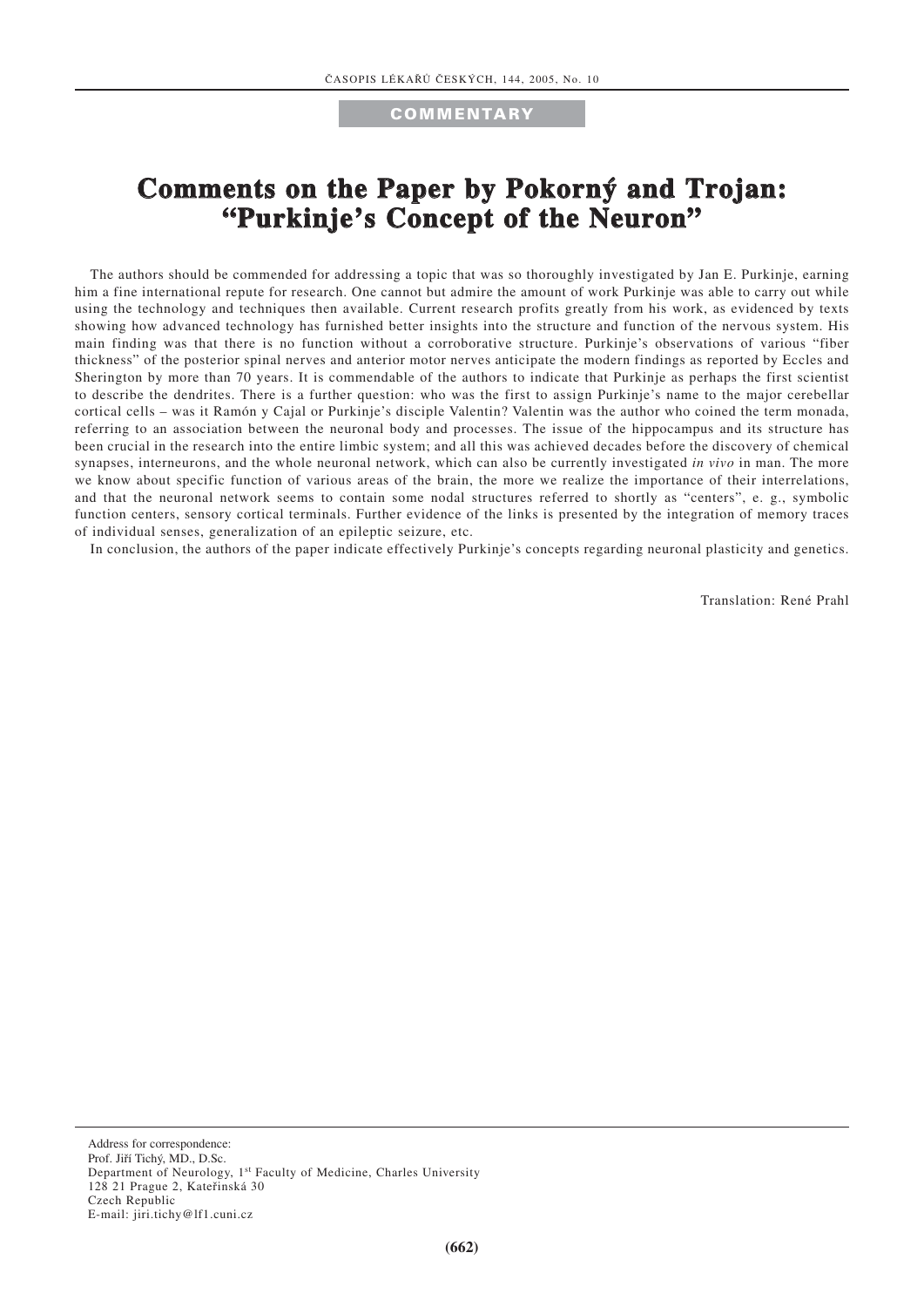COMMENTARY

# Comments on the Paper by Pokorný and Trojan: "Purkinje's Concept of the Neuron"

The authors should be commended for addressing a topic that was so thoroughly investigated by Jan E. Purkinje, earning him a fine international repute for research. One cannot but admire the amount of work Purkinje was able to carry out while using the technology and techniques then available. Current research profits greatly from his work, as evidenced by texts showing how advanced technology has furnished better insights into the structure and function of the nervous system. His main finding was that there is no function without a corroborative structure. Purkinje's observations of various "fiber thickness" of the posterior spinal nerves and anterior motor nerves anticipate the modern findings as reported by Eccles and Sherington by more than 70 years. It is commendable of the authors to indicate that Purkinje as perhaps the first scientist to describe the dendrites. There is a further question: who was the first to assign Purkinje's name to the major cerebellar cortical cells – was it Ramón y Cajal or Purkinje's disciple Valentin? Valentin was the author who coined the term monada, referring to an association between the neuronal body and processes. The issue of the hippocampus and its structure has been crucial in the research into the entire limbic system; and all this was achieved decades before the discovery of chemical synapses, interneurons, and the whole neuronal network, which can also be currently investigated *in vivo* in man. The more we know about specific function of various areas of the brain, the more we realize the importance of their interrelations, and that the neuronal network seems to contain some nodal structures referred to shortly as "centers", e. g., symbolic function centers, sensory cortical terminals. Further evidence of the links is presented by the integration of memory traces of individual senses, generalization of an epileptic seizure, etc.

In conclusion, the authors of the paper indicate effectively Purkinje's concepts regarding neuronal plasticity and genetics.

Translation: René Prahl

Address for correspondence:
Prof. Jiří Tichý, MD., D.Sc.
Department of Neurology, 1st Faculty of Medicine, Charles University
128 21 Prague 2, Kateřinská 30
Czech Republic
E-mail: jiri.tichy@lf1.cuni.cz